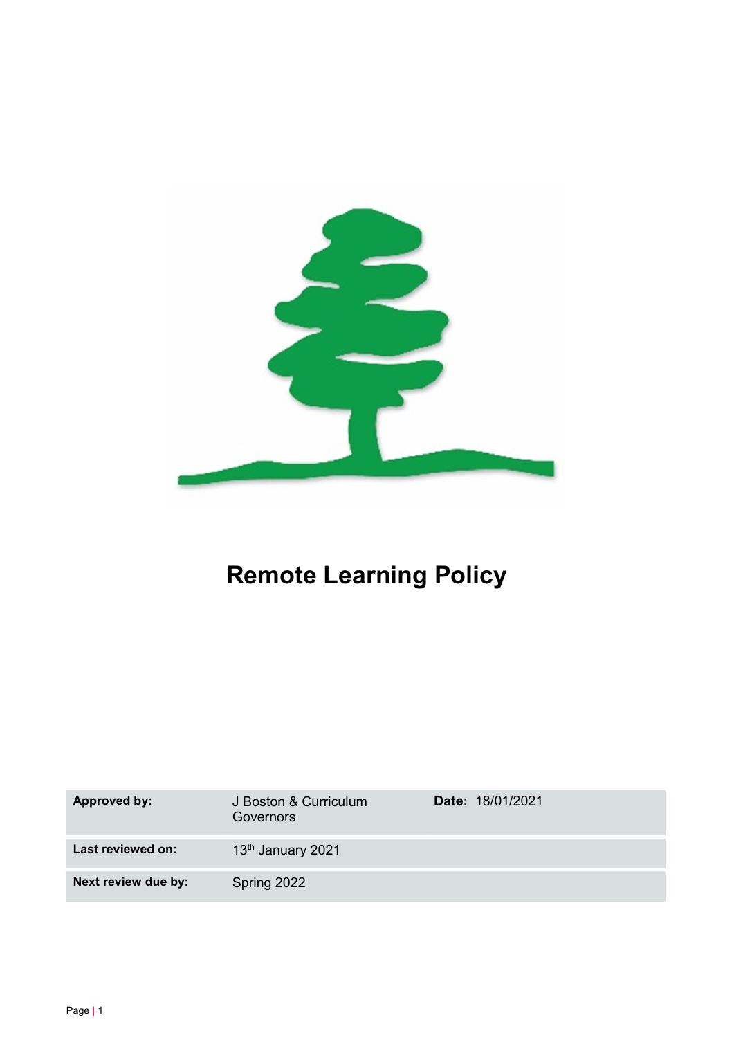# Remote Learning Policy

| Approved by: | J Boston & Curriculum Governors | Date: 18/01/2021 |
|---|---|---|
| Last reviewed on: | 13th January 2021 | |
| Next review due by: | Spring 2022 | |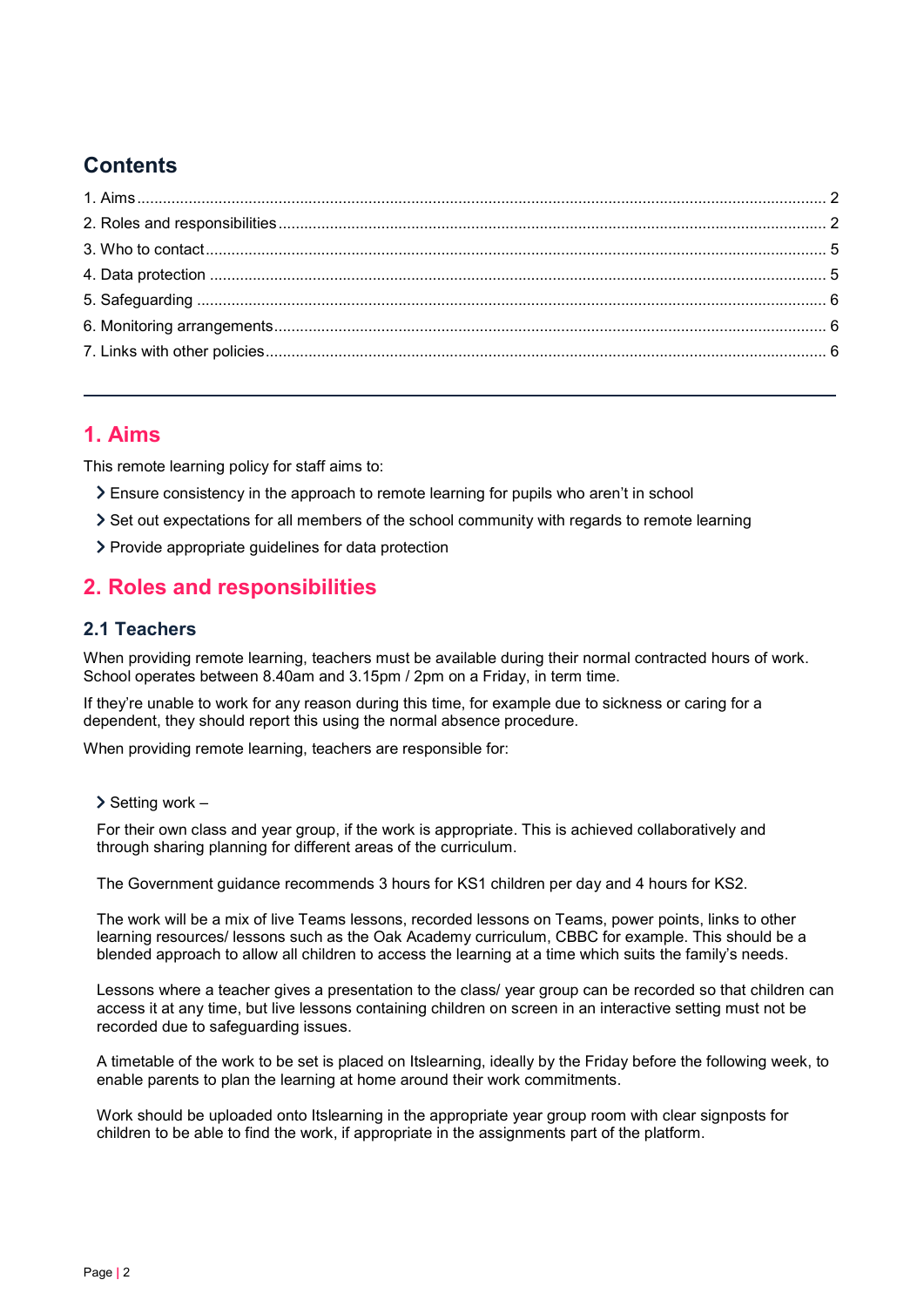## Contents

1. Aims ..... 2
2. Roles and responsibilities ..... 2
3. Who to contact ..... 5
4. Data protection ..... 5
5. Safeguarding ..... 6
6. Monitoring arrangements ..... 6
7. Links with other policies ..... 6

---

## 1. Aims

This remote learning policy for staff aims to:

- Ensure consistency in the approach to remote learning for pupils who aren't in school
- Set out expectations for all members of the school community with regards to remote learning
- Provide appropriate guidelines for data protection

## 2. Roles and responsibilities

### 2.1 Teachers

When providing remote learning, teachers must be available during their normal contracted hours of work. School operates between 8.40am and 3.15pm / 2pm on a Friday, in term time.

If they're unable to work for any reason during this time, for example due to sickness or caring for a dependent, they should report this using the normal absence procedure.

When providing remote learning, teachers are responsible for:

- Setting work –

  For their own class and year group, if the work is appropriate. This is achieved collaboratively and through sharing planning for different areas of the curriculum.

  The Government guidance recommends 3 hours for KS1 children per day and 4 hours for KS2.

  The work will be a mix of live Teams lessons, recorded lessons on Teams, power points, links to other learning resources/ lessons such as the Oak Academy curriculum, CBBC for example. This should be a blended approach to allow all children to access the learning at a time which suits the family's needs.

  Lessons where a teacher gives a presentation to the class/ year group can be recorded so that children can access it at any time, but live lessons containing children on screen in an interactive setting must not be recorded due to safeguarding issues.

  A timetable of the work to be set is placed on Itslearning, ideally by the Friday before the following week, to enable parents to plan the learning at home around their work commitments.

  Work should be uploaded onto Itslearning in the appropriate year group room with clear signposts for children to be able to find the work, if appropriate in the assignments part of the platform.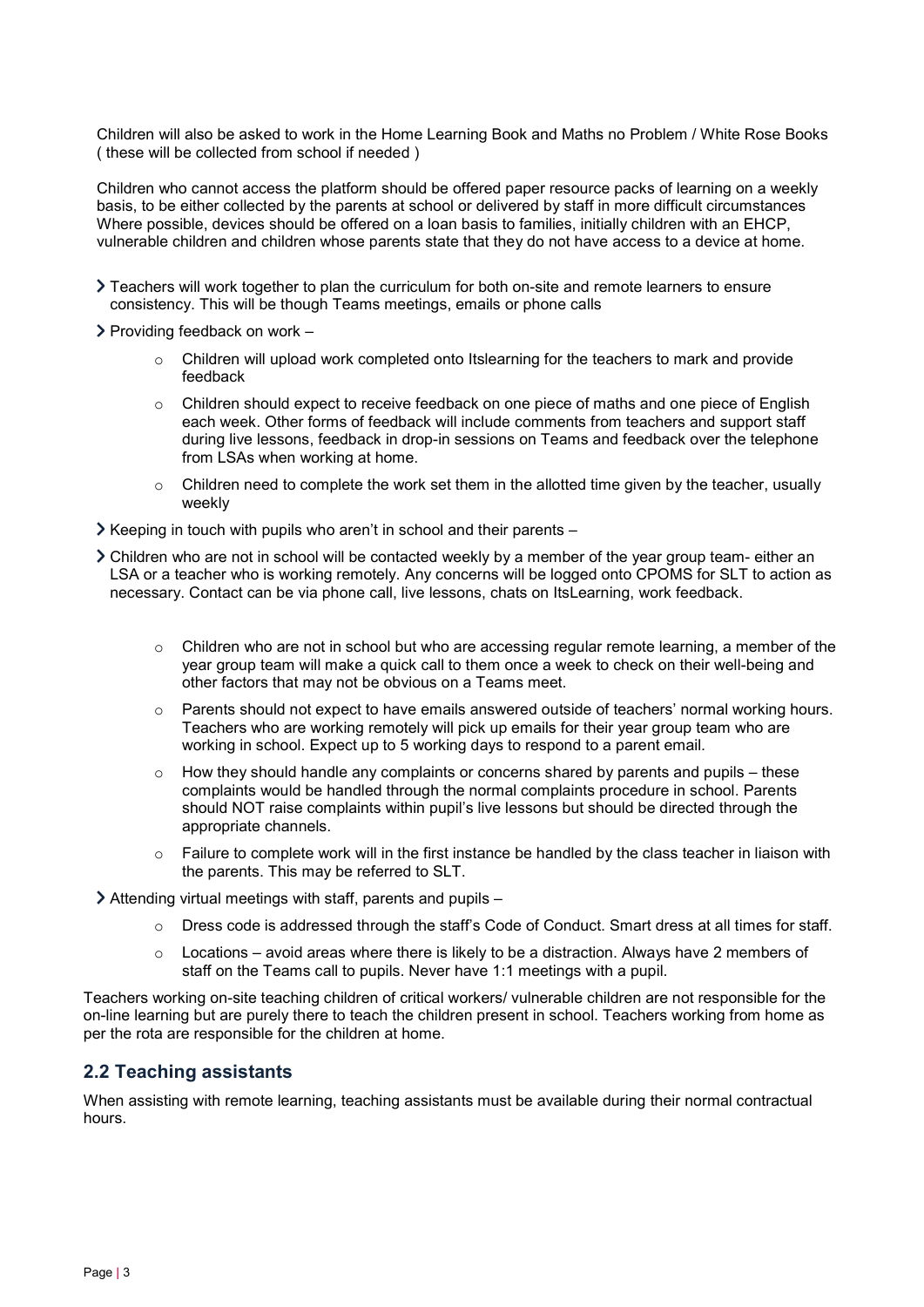Children will also be asked to work in the Home Learning Book and Maths no Problem / White Rose Books ( these will be collected from school if needed )

Children who cannot access the platform should be offered paper resource packs of learning on a weekly basis, to be either collected by the parents at school or delivered by staff in more difficult circumstances Where possible, devices should be offered on a loan basis to families, initially children with an EHCP, vulnerable children and children whose parents state that they do not have access to a device at home.

- Teachers will work together to plan the curriculum for both on-site and remote learners to ensure consistency. This will be though Teams meetings, emails or phone calls
- Providing feedback on work –
  - Children will upload work completed onto Itslearning for the teachers to mark and provide feedback
  - Children should expect to receive feedback on one piece of maths and one piece of English each week. Other forms of feedback will include comments from teachers and support staff during live lessons, feedback in drop-in sessions on Teams and feedback over the telephone from LSAs when working at home.
  - Children need to complete the work set them in the allotted time given by the teacher, usually weekly
- Keeping in touch with pupils who aren't in school and their parents –
- Children who are not in school will be contacted weekly by a member of the year group team- either an LSA or a teacher who is working remotely. Any concerns will be logged onto CPOMS for SLT to action as necessary. Contact can be via phone call, live lessons, chats on ItsLearning, work feedback.
  - Children who are not in school but who are accessing regular remote learning, a member of the year group team will make a quick call to them once a week to check on their well-being and other factors that may not be obvious on a Teams meet.
  - Parents should not expect to have emails answered outside of teachers' normal working hours. Teachers who are working remotely will pick up emails for their year group team who are working in school. Expect up to 5 working days to respond to a parent email.
  - How they should handle any complaints or concerns shared by parents and pupils – these complaints would be handled through the normal complaints procedure in school. Parents should NOT raise complaints within pupil's live lessons but should be directed through the appropriate channels.
  - Failure to complete work will in the first instance be handled by the class teacher in liaison with the parents. This may be referred to SLT.
- Attending virtual meetings with staff, parents and pupils –
  - Dress code is addressed through the staff's Code of Conduct. Smart dress at all times for staff.
  - Locations – avoid areas where there is likely to be a distraction. Always have 2 members of staff on the Teams call to pupils. Never have 1:1 meetings with a pupil.

Teachers working on-site teaching children of critical workers/ vulnerable children are not responsible for the on-line learning but are purely there to teach the children present in school. Teachers working from home as per the rota are responsible for the children at home.

## 2.2 Teaching assistants

When assisting with remote learning, teaching assistants must be available during their normal contractual hours.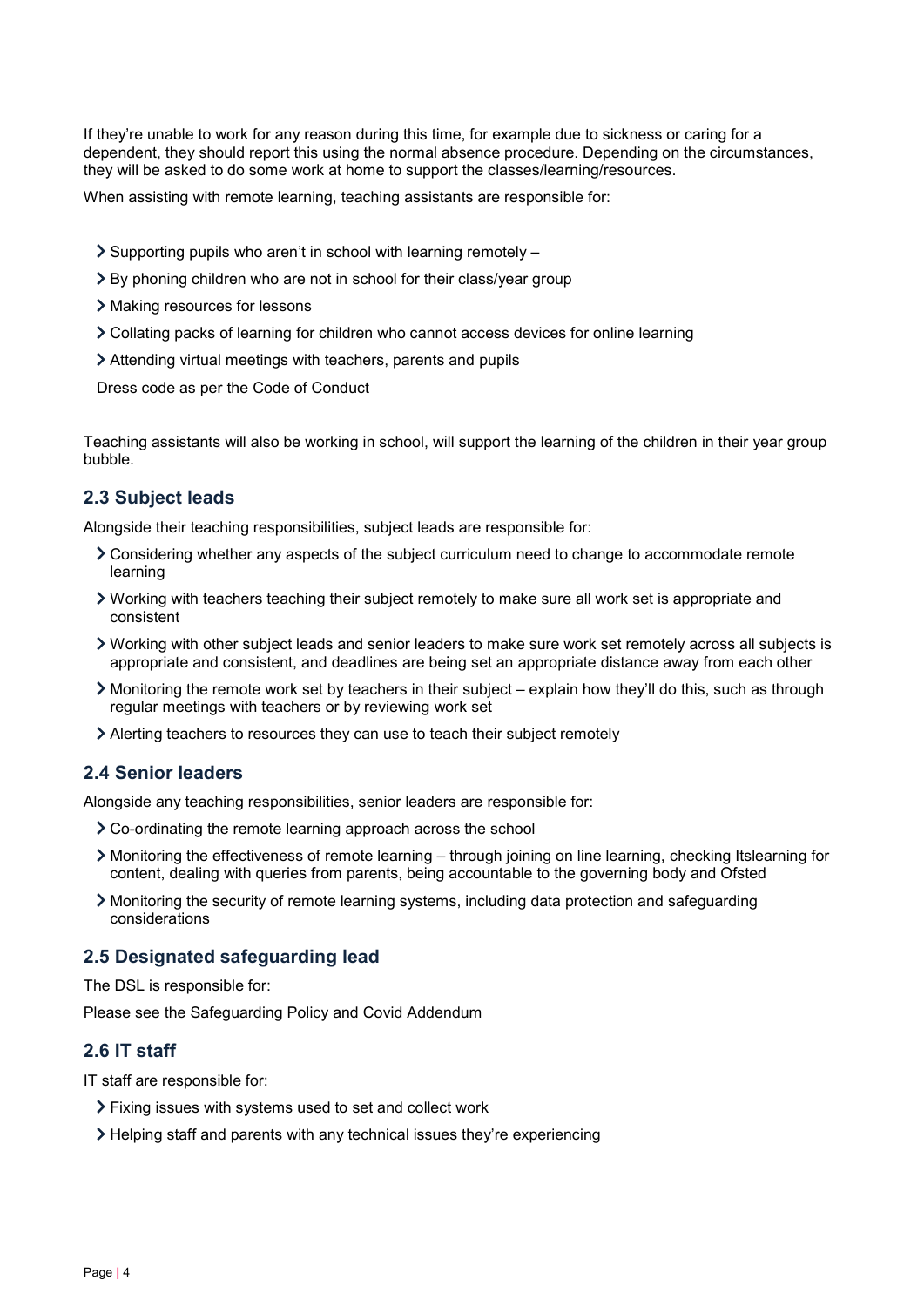If they're unable to work for any reason during this time, for example due to sickness or caring for a dependent, they should report this using the normal absence procedure. Depending on the circumstances, they will be asked to do some work at home to support the classes/learning/resources.

When assisting with remote learning, teaching assistants are responsible for:

- Supporting pupils who aren't in school with learning remotely –
- By phoning children who are not in school for their class/year group
- Making resources for lessons
- Collating packs of learning for children who cannot access devices for online learning
- Attending virtual meetings with teachers, parents and pupils

Dress code as per the Code of Conduct

Teaching assistants will also be working in school, will support the learning of the children in their year group bubble.

### 2.3 Subject leads

Alongside their teaching responsibilities, subject leads are responsible for:

- Considering whether any aspects of the subject curriculum need to change to accommodate remote learning
- Working with teachers teaching their subject remotely to make sure all work set is appropriate and consistent
- Working with other subject leads and senior leaders to make sure work set remotely across all subjects is appropriate and consistent, and deadlines are being set an appropriate distance away from each other
- Monitoring the remote work set by teachers in their subject – explain how they'll do this, such as through regular meetings with teachers or by reviewing work set
- Alerting teachers to resources they can use to teach their subject remotely

### 2.4 Senior leaders

Alongside any teaching responsibilities, senior leaders are responsible for:

- Co-ordinating the remote learning approach across the school
- Monitoring the effectiveness of remote learning – through joining on line learning, checking Itslearning for content, dealing with queries from parents, being accountable to the governing body and Ofsted
- Monitoring the security of remote learning systems, including data protection and safeguarding considerations

### 2.5 Designated safeguarding lead

The DSL is responsible for:

Please see the Safeguarding Policy and Covid Addendum

### 2.6 IT staff

IT staff are responsible for:

- Fixing issues with systems used to set and collect work
- Helping staff and parents with any technical issues they're experiencing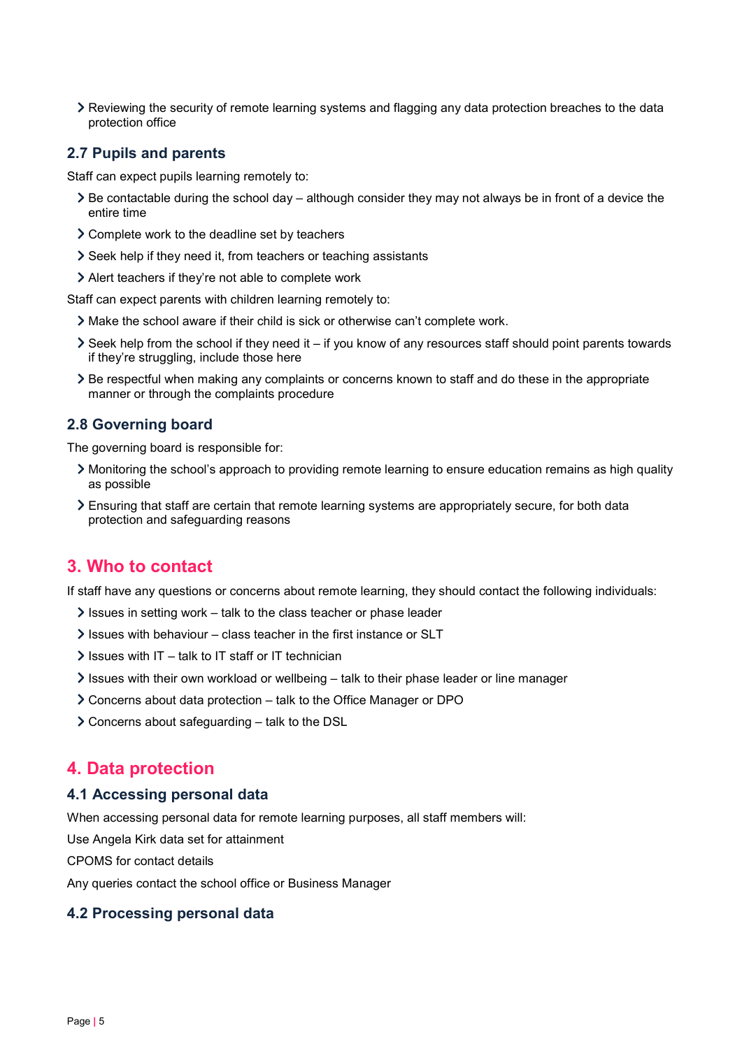- Reviewing the security of remote learning systems and flagging any data protection breaches to the data protection office

### 2.7 Pupils and parents

Staff can expect pupils learning remotely to:

- Be contactable during the school day – although consider they may not always be in front of a device the entire time
- Complete work to the deadline set by teachers
- Seek help if they need it, from teachers or teaching assistants
- Alert teachers if they're not able to complete work

Staff can expect parents with children learning remotely to:

- Make the school aware if their child is sick or otherwise can't complete work.
- Seek help from the school if they need it – if you know of any resources staff should point parents towards if they're struggling, include those here
- Be respectful when making any complaints or concerns known to staff and do these in the appropriate manner or through the complaints procedure

### 2.8 Governing board

The governing board is responsible for:

- Monitoring the school's approach to providing remote learning to ensure education remains as high quality as possible
- Ensuring that staff are certain that remote learning systems are appropriately secure, for both data protection and safeguarding reasons

## 3. Who to contact

If staff have any questions or concerns about remote learning, they should contact the following individuals:

- Issues in setting work – talk to the class teacher or phase leader
- Issues with behaviour – class teacher in the first instance or SLT
- Issues with IT – talk to IT staff or IT technician
- Issues with their own workload or wellbeing – talk to their phase leader or line manager
- Concerns about data protection – talk to the Office Manager or DPO
- Concerns about safeguarding – talk to the DSL

## 4. Data protection

### 4.1 Accessing personal data

When accessing personal data for remote learning purposes, all staff members will:

Use Angela Kirk data set for attainment

CPOMS for contact details

Any queries contact the school office or Business Manager

### 4.2 Processing personal data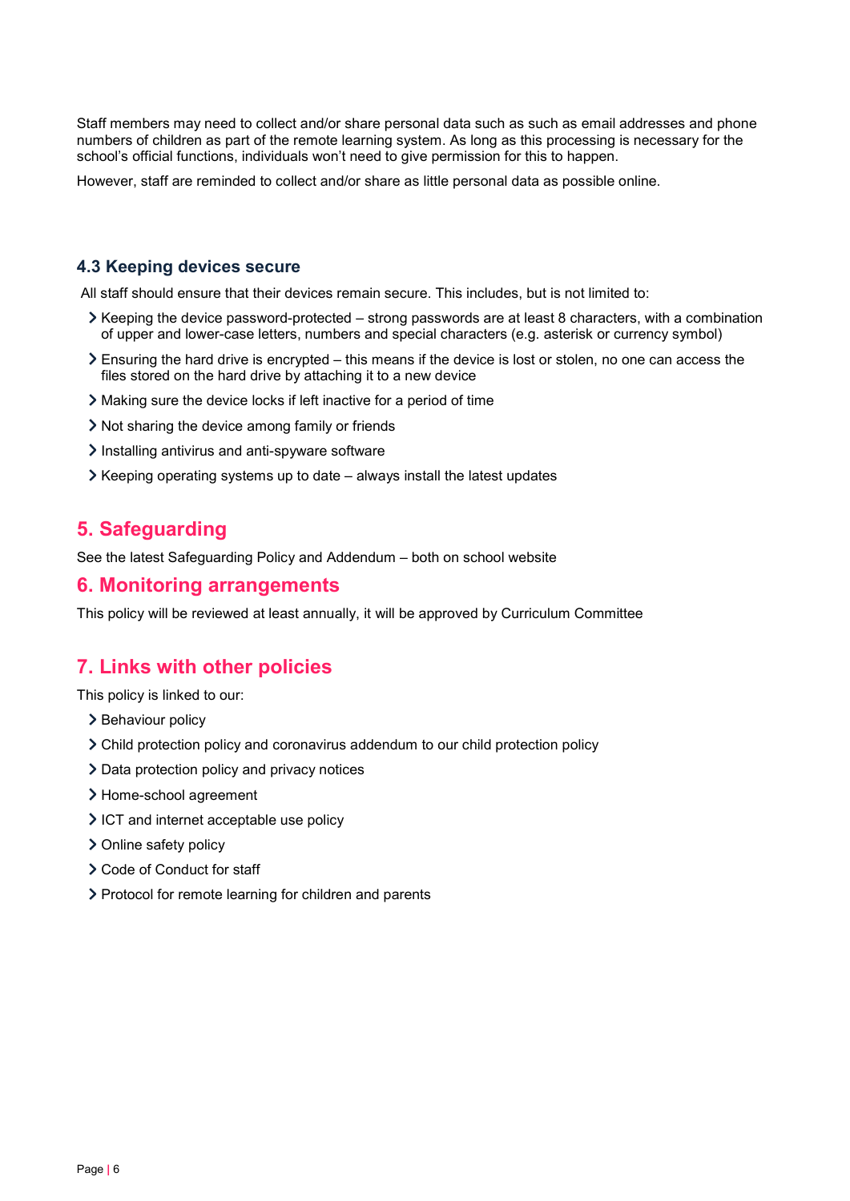Staff members may need to collect and/or share personal data such as such as email addresses and phone numbers of children as part of the remote learning system. As long as this processing is necessary for the school's official functions, individuals won't need to give permission for this to happen.

However, staff are reminded to collect and/or share as little personal data as possible online.

### 4.3 Keeping devices secure

All staff should ensure that their devices remain secure. This includes, but is not limited to:

- Keeping the device password-protected – strong passwords are at least 8 characters, with a combination of upper and lower-case letters, numbers and special characters (e.g. asterisk or currency symbol)
- Ensuring the hard drive is encrypted – this means if the device is lost or stolen, no one can access the files stored on the hard drive by attaching it to a new device
- Making sure the device locks if left inactive for a period of time
- Not sharing the device among family or friends
- Installing antivirus and anti-spyware software
- Keeping operating systems up to date – always install the latest updates

## 5. Safeguarding

See the latest Safeguarding Policy and Addendum – both on school website

## 6. Monitoring arrangements

This policy will be reviewed at least annually, it will be approved by Curriculum Committee

## 7. Links with other policies

This policy is linked to our:

- Behaviour policy
- Child protection policy and coronavirus addendum to our child protection policy
- Data protection policy and privacy notices
- Home-school agreement
- ICT and internet acceptable use policy
- Online safety policy
- Code of Conduct for staff
- Protocol for remote learning for children and parents